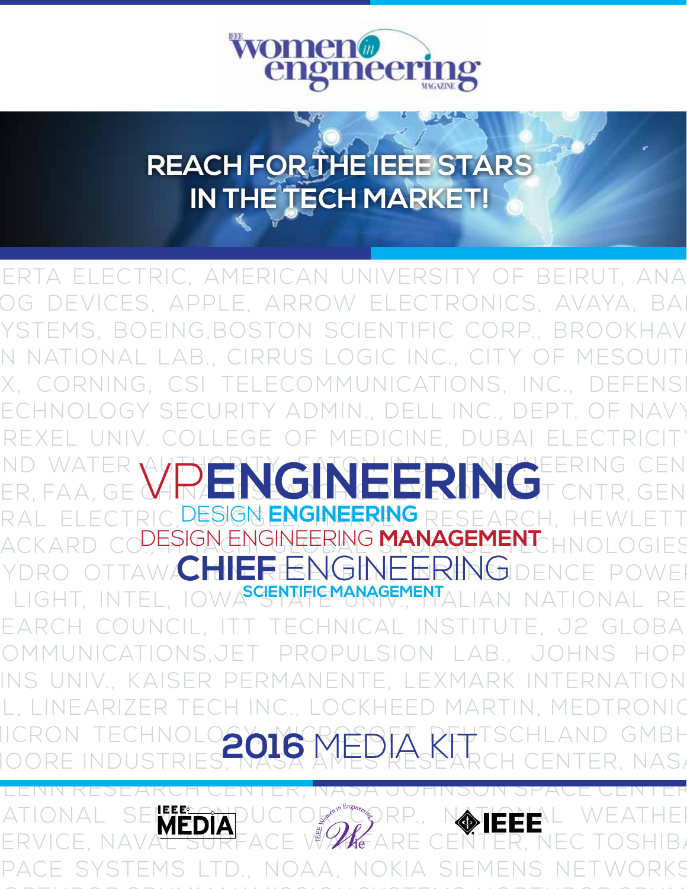# IEEE Women in Engineering Magazine

## REACH FOR THE IEEE STARS IN THE TECH MARKET!

ERTA ELECTRIC, AMERICAN UNIVERSITY OF BEIRUT, ANA OG DEVICES, APPLE, ARROW ELECTRONICS, AVAYA, BA YSTEMS, BOEING,BOSTON SCIENTIFIC CORP., BROOKHAV N NATIONAL LAB., CIRRUS LOGIC INC., CITY OF MESQUIT X, CORNING, CSI TELECOMMUNICATIONS, INC., DEFENS ECHNOLOGY SECURITY ADMIN., DELL INC., DEPT. OF NAVY REXEL UNIV. COLLEGE OF MEDICINE, DUBAI ELECTRICIT ND WATER AUTHORITY, EATON INDIA ENGINEERING CEN ER, FAA, GE CHINA RESEARCH & DEVELOPMENT CNTR, GEN RAL ELECTRIC, GOOGLE, HARVEY RESEARCH, HEWLETT ACKARD CO., HITACHI GLOBAL STORAGE TECHNOLOGIES YDRO OTTAWA, HYDRO-QUEBEC, INDEPENDENCE POWE LIGHT, INTEL, IOWA STATE UNIV., ITALIAN NATIONAL RE EARCH COUNCIL, ITT TECHNICAL INSTITUTE, J2 GLOBA OMMUNICATIONS,JET PROPULSION LAB., JOHNS HOP INS UNIV., KAISER PERMANENTE, LEXMARK INTERNATION L, LINEARIZER TECH INC., LOCKHEED MARTIN, MEDTRONI ICRON TECHNOLOGY, MICROSOFT DEUTSCHLAND GMB OORE INDUSTRIES, NASA AMES RESEARCH CENTER, NAS LENN RESEARCH CENTER, NASA JOHNSON SPACE CENTE ATIONAL SEMICONDUCTOR CORP., NATIONAL WEATHE ERVICE, NAVAL SURFACE WARFARE CENTER, NEC TOSHIB PACE SYSTEMS LTD., NOAA, NOKIA SIEMENS NETWORKS

**VP ENGINEERING**

**DESIGN ENGINEERING**

**DESIGN ENGINEERING MANAGEMENT**

**CHIEF ENGINEERING**

**SCIENTIFIC MANAGEMENT**

# 2016 MEDIA KIT

IEEE MEDIA | IEEE Women in Engineering | IEEE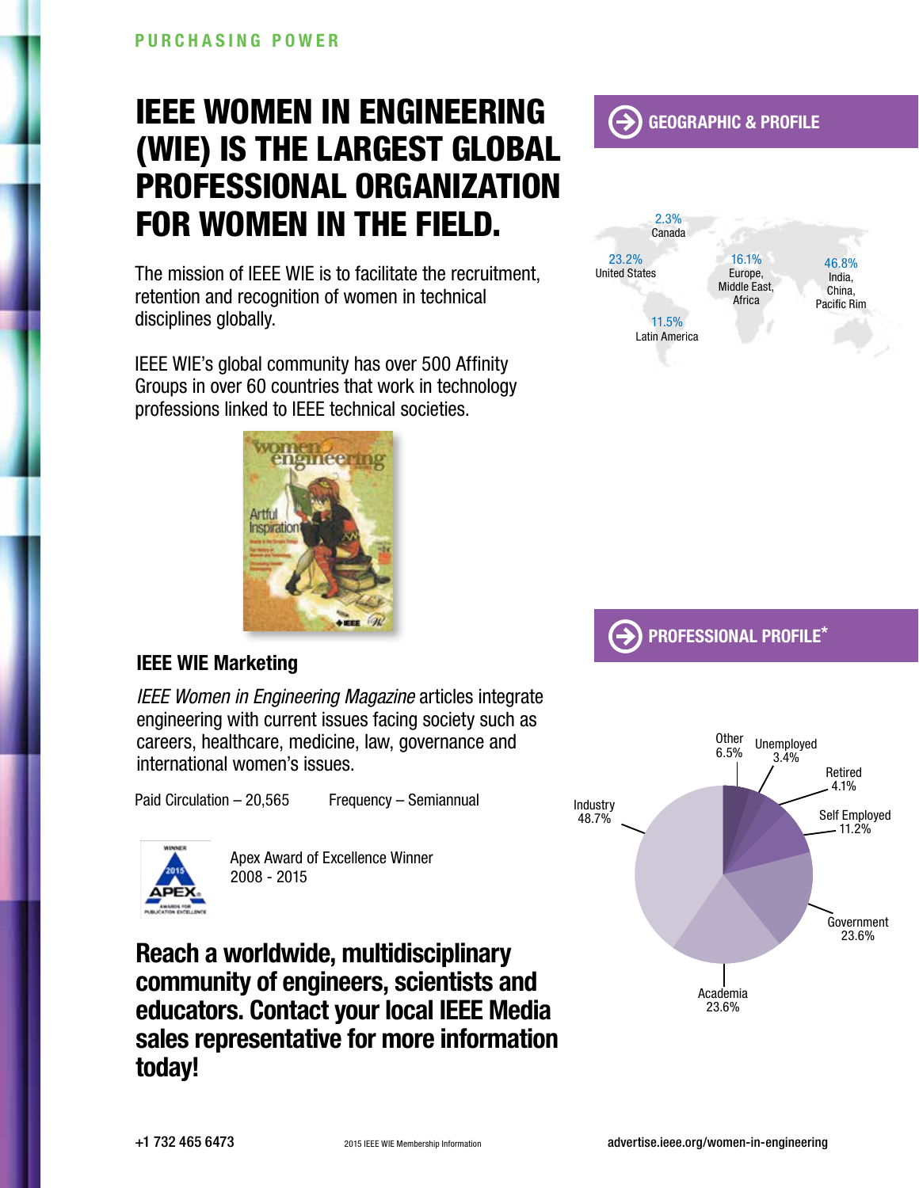PURCHASING POWER

# IEEE WOMEN IN ENGINEERING (WIE) IS THE LARGEST GLOBAL PROFESSIONAL ORGANIZATION FOR WOMEN IN THE FIELD.

The mission of IEEE WIE is to facilitate the recruitment, retention and recognition of women in technical disciplines globally.

IEEE WIE's global community has over 500 Affinity Groups in over 60 countries that work in technology professions linked to IEEE technical societies.

## GEOGRAPHIC & PROFILE

| Region | Percentage |
|---|---|
| Canada | 2.3% |
| United States | 23.2% |
| Latin America | 11.5% |
| Europe, Middle East, Africa | 16.1% |
| India, China, Pacific Rim | 46.8% |

## IEEE WIE Marketing

*IEEE Women in Engineering Magazine* articles integrate engineering with current issues facing society such as careers, healthcare, medicine, law, governance and international women's issues.

Paid Circulation – 20,565 Frequency – Semiannual

Apex Award of Excellence Winner 2008 - 2015

## PROFESSIONAL PROFILE*

| Category | Percentage |
|---|---|
| Industry | 48.7% |
| Other | 6.5% |
| Unemployed | 3.4% |
| Retired | 4.1% |
| Self Employed | 11.2% |
| Government | 23.6% |
| Academia | 23.6% |

**Reach a worldwide, multidisciplinary community of engineers, scientists and educators. Contact your local IEEE Media sales representative for more information today!**

+1 732 465 6473 2015 IEEE WIE Membership Information advertise.ieee.org/women-in-engineering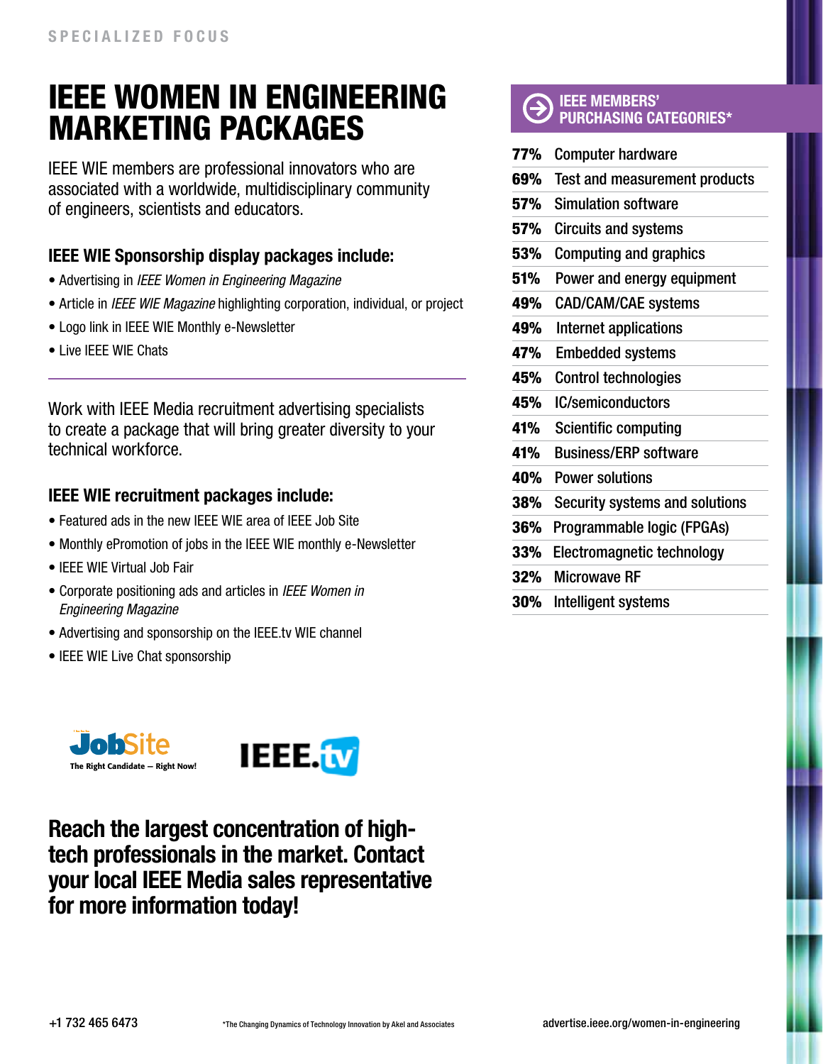SPECIALIZED FOCUS

# IEEE WOMEN IN ENGINEERING MARKETING PACKAGES

IEEE WIE members are professional innovators who are associated with a worldwide, multidisciplinary community of engineers, scientists and educators.

### IEEE WIE Sponsorship display packages include:

- Advertising in *IEEE Women in Engineering Magazine*
- Article in *IEEE WIE Magazine* highlighting corporation, individual, or project
- Logo link in IEEE WIE Monthly e-Newsletter
- Live IEEE WIE Chats

---

Work with IEEE Media recruitment advertising specialists to create a package that will bring greater diversity to your technical workforce.

### IEEE WIE recruitment packages include:

- Featured ads in the new IEEE WIE area of IEEE Job Site
- Monthly ePromotion of jobs in the IEEE WIE monthly e-Newsletter
- IEEE WIE Virtual Job Fair
- Corporate positioning ads and articles in *IEEE Women in Engineering Magazine*
- Advertising and sponsorship on the IEEE.tv WIE channel
- IEEE WIE Live Chat sponsorship

JobSite The Right Candidate – Right Now!

IEEE.tv

## Reach the largest concentration of high-tech professionals in the market. Contact your local IEEE Media sales representative for more information today!

### IEEE MEMBERS' PURCHASING CATEGORIES*

| | |
|---|---|
| **77%** | Computer hardware |
| **69%** | Test and measurement products |
| **57%** | Simulation software |
| **57%** | Circuits and systems |
| **53%** | Computing and graphics |
| **51%** | Power and energy equipment |
| **49%** | CAD/CAM/CAE systems |
| **49%** | Internet applications |
| **47%** | Embedded systems |
| **45%** | Control technologies |
| **45%** | IC/semiconductors |
| **41%** | Scientific computing |
| **41%** | Business/ERP software |
| **40%** | Power solutions |
| **38%** | Security systems and solutions |
| **36%** | Programmable logic (FPGAs) |
| **33%** | Electromagnetic technology |
| **32%** | Microwave RF |
| **30%** | Intelligent systems |

+1 732 465 6473

*The Changing Dynamics of Technology Innovation by Akel and Associates

advertise.ieee.org/women-in-engineering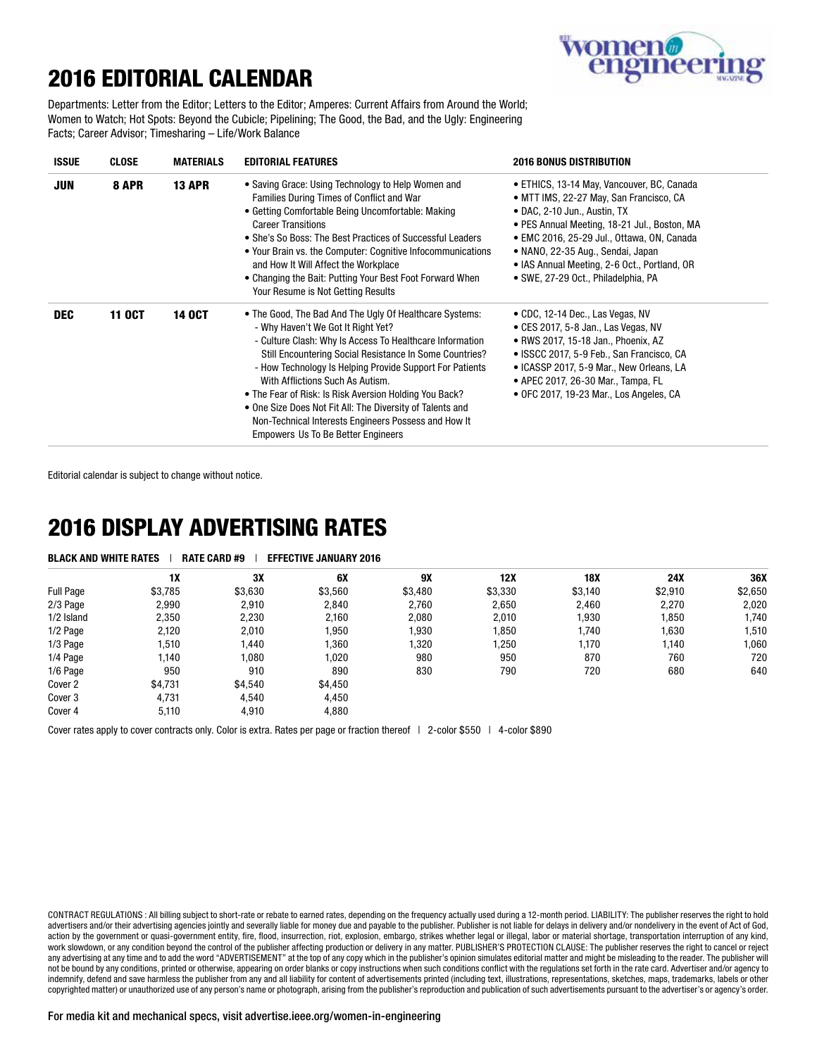# 2016 EDITORIAL CALENDAR

Departments: Letter from the Editor; Letters to the Editor; Amperes: Current Affairs from Around the World; Women to Watch; Hot Spots: Beyond the Cubicle; Pipelining; The Good, the Bad, and the Ugly: Engineering Facts; Career Advisor; Timesharing – Life/Work Balance

| ISSUE | CLOSE | MATERIALS | EDITORIAL FEATURES | 2016 BONUS DISTRIBUTION |
|---|---|---|---|---|
| **JUN** | **8 APR** | **13 APR** | • Saving Grace: Using Technology to Help Women and Families During Times of Conflict and War<br>• Getting Comfortable Being Uncomfortable: Making Career Transitions<br>• She's So Boss: The Best Practices of Successful Leaders<br>• Your Brain vs. the Computer: Cognitive Infocommunications and How It Will Affect the Workplace<br>• Changing the Bait: Putting Your Best Foot Forward When Your Resume is Not Getting Results | • ETHICS, 13-14 May, Vancouver, BC, Canada<br>• MTT IMS, 22-27 May, San Francisco, CA<br>• DAC, 2-10 Jun., Austin, TX<br>• PES Annual Meeting, 18-21 Jul., Boston, MA<br>• EMC 2016, 25-29 Jul., Ottawa, ON, Canada<br>• NANO, 22-35 Aug., Sendai, Japan<br>• IAS Annual Meeting, 2-6 Oct., Portland, OR<br>• SWE, 27-29 Oct., Philadelphia, PA |
| **DEC** | **11 OCT** | **14 OCT** | • The Good, The Bad And The Ugly Of Healthcare Systems:<br>- Why Haven't We Got It Right Yet?<br>- Culture Clash: Why Is Access To Healthcare Information Still Encountering Social Resistance In Some Countries?<br>- How Technology Is Helping Provide Support For Patients With Afflictions Such As Autism.<br>• The Fear of Risk: Is Risk Aversion Holding You Back?<br>• One Size Does Not Fit All: The Diversity of Talents and Non-Technical Interests Engineers Possess and How It Empowers Us To Be Better Engineers | • CDC, 12-14 Dec., Las Vegas, NV<br>• CES 2017, 5-8 Jan., Las Vegas, NV<br>• RWS 2017, 15-18 Jan., Phoenix, AZ<br>• ISSCC 2017, 5-9 Feb., San Francisco, CA<br>• ICASSP 2017, 5-9 Mar., New Orleans, LA<br>• APEC 2017, 26-30 Mar., Tampa, FL<br>• OFC 2017, 19-23 Mar., Los Angeles, CA |

Editorial calendar is subject to change without notice.

# 2016 DISPLAY ADVERTISING RATES

**BLACK AND WHITE RATES | RATE CARD #9 | EFFECTIVE JANUARY 2016**

| | 1X | 3X | 6X | 9X | 12X | 18X | 24X | 36X |
|---|---|---|---|---|---|---|---|---|
| Full Page | $3,785 | $3,630 | $3,560 | $3,480 | $3,330 | $3,140 | $2,910 | $2,650 |
| 2/3 Page | 2,990 | 2,910 | 2,840 | 2,760 | 2,650 | 2,460 | 2,270 | 2,020 |
| 1/2 Island | 2,350 | 2,230 | 2,160 | 2,080 | 2,010 | 1,930 | 1,850 | 1,740 |
| 1/2 Page | 2,120 | 2,010 | 1,950 | 1,930 | 1,850 | 1,740 | 1,630 | 1,510 |
| 1/3 Page | 1,510 | 1,440 | 1,360 | 1,320 | 1,250 | 1,170 | 1,140 | 1,060 |
| 1/4 Page | 1,140 | 1,080 | 1,020 | 980 | 950 | 870 | 760 | 720 |
| 1/6 Page | 950 | 910 | 890 | 830 | 790 | 720 | 680 | 640 |
| Cover 2 | $4,731 | $4,540 | $4,450 | | | | | |
| Cover 3 | 4,731 | 4,540 | 4,450 | | | | | |
| Cover 4 | 5,110 | 4,910 | 4,880 | | | | | |

Cover rates apply to cover contracts only. Color is extra. Rates per page or fraction thereof | 2-color $550 | 4-color $890

CONTRACT REGULATIONS : All billing subject to short-rate or rebate to earned rates, depending on the frequency actually used during a 12-month period. LIABILITY: The publisher reserves the right to hold advertisers and/or their advertising agencies jointly and severally liable for money due and payable to the publisher. Publisher is not liable for delays in delivery and/or nondelivery in the event of Act of God, action by the government or quasi-government entity, fire, flood, insurrection, riot, explosion, embargo, strikes whether legal or illegal, labor or material shortage, transportation interruption of any kind, work slowdown, or any condition beyond the control of the publisher affecting production or delivery in any matter. PUBLISHER'S PROTECTION CLAUSE: The publisher reserves the right to cancel or reject any advertising at any time and to add the word "ADVERTISEMENT" at the top of any copy which in the publisher's opinion simulates editorial matter and might be misleading to the reader. The publisher will not be bound by any conditions, printed or otherwise, appearing on order blanks or copy instructions when such conditions conflict with the regulations set forth in the rate card. Advertiser and/or agency to indemnify, defend and save harmless the publisher from any and all liability for content of advertisements printed (including text, illustrations, representations, sketches, maps, trademarks, labels or other copyrighted matter) or unauthorized use of any person's name or photograph, arising from the publisher's reproduction and publication of such advertisements pursuant to the advertiser's or agency's order.

For media kit and mechanical specs, visit advertise.ieee.org/women-in-engineering